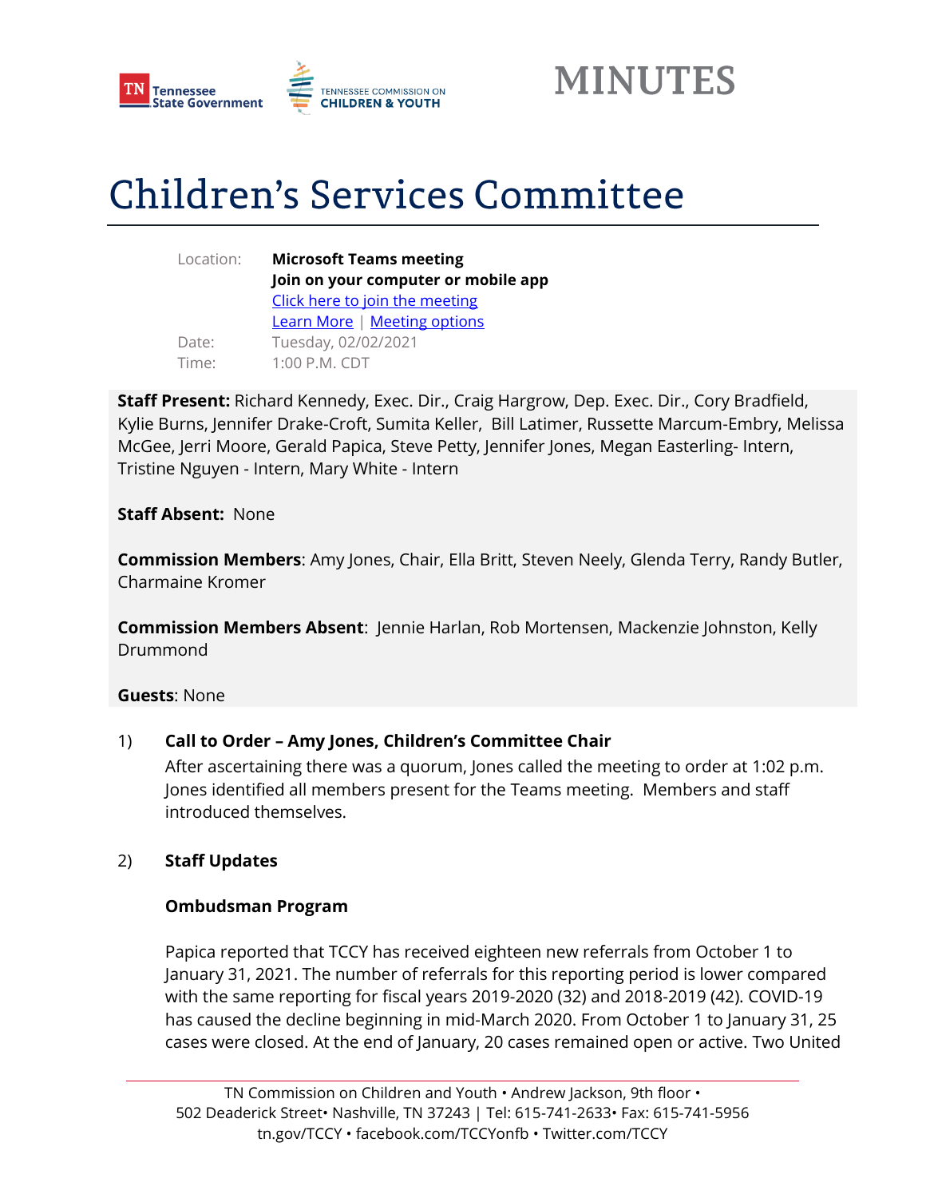MINUTES

# Children's Services Committee

| | |
|---|---|
| Location: | **Microsoft Teams meeting** |
| | **Join on your computer or mobile app** |
| | Click here to join the meeting |
| | Learn More \| Meeting options |
| Date: | Tuesday, 02/02/2021 |
| Time: | 1:00 P.M. CDT |

**Staff Present:** Richard Kennedy, Exec. Dir., Craig Hargrow, Dep. Exec. Dir., Cory Bradfield, Kylie Burns, Jennifer Drake-Croft, Sumita Keller, Bill Latimer, Russette Marcum-Embry, Melissa McGee, Jerri Moore, Gerald Papica, Steve Petty, Jennifer Jones, Megan Easterling- Intern, Tristine Nguyen - Intern, Mary White - Intern

**Staff Absent:** None

**Commission Members**: Amy Jones, Chair, Ella Britt, Steven Neely, Glenda Terry, Randy Butler, Charmaine Kromer

**Commission Members Absent**: Jennie Harlan, Rob Mortensen, Mackenzie Johnston, Kelly Drummond

**Guests**: None

1) **Call to Order – Amy Jones, Children's Committee Chair**

   After ascertaining there was a quorum, Jones called the meeting to order at 1:02 p.m. Jones identified all members present for the Teams meeting. Members and staff introduced themselves.

2) **Staff Updates**

   **Ombudsman Program**

   Papica reported that TCCY has received eighteen new referrals from October 1 to January 31, 2021. The number of referrals for this reporting period is lower compared with the same reporting for fiscal years 2019-2020 (32) and 2018-2019 (42). COVID-19 has caused the decline beginning in mid-March 2020. From October 1 to January 31, 25 cases were closed. At the end of January, 20 cases remained open or active. Two United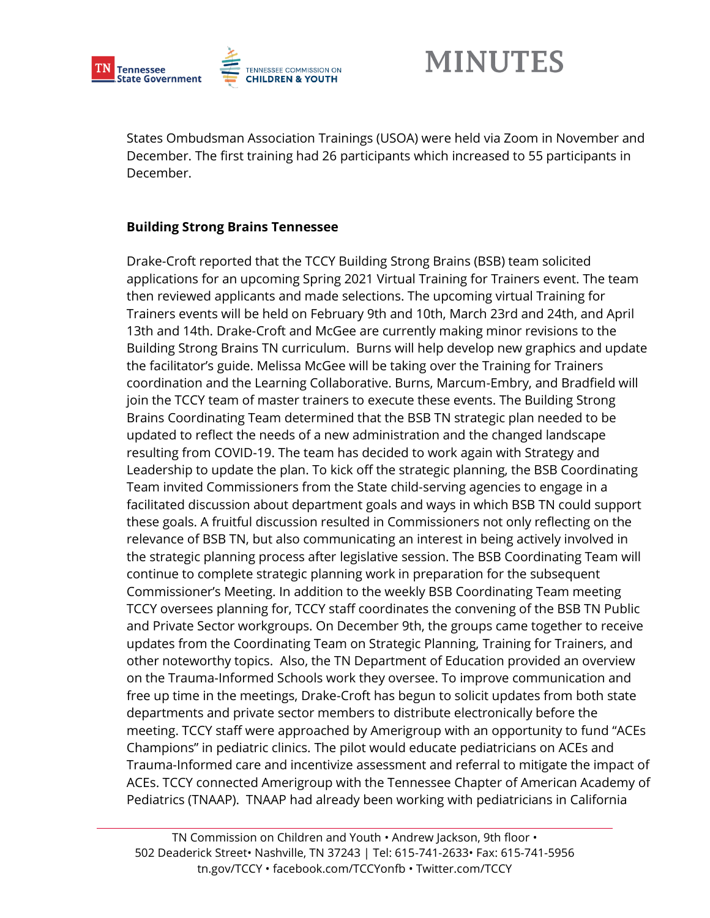States Ombudsman Association Trainings (USOA) were held via Zoom in November and December. The first training had 26 participants which increased to 55 participants in December.

**Building Strong Brains Tennessee**

Drake-Croft reported that the TCCY Building Strong Brains (BSB) team solicited applications for an upcoming Spring 2021 Virtual Training for Trainers event. The team then reviewed applicants and made selections. The upcoming virtual Training for Trainers events will be held on February 9th and 10th, March 23rd and 24th, and April 13th and 14th. Drake-Croft and McGee are currently making minor revisions to the Building Strong Brains TN curriculum. Burns will help develop new graphics and update the facilitator's guide. Melissa McGee will be taking over the Training for Trainers coordination and the Learning Collaborative. Burns, Marcum-Embry, and Bradfield will join the TCCY team of master trainers to execute these events. The Building Strong Brains Coordinating Team determined that the BSB TN strategic plan needed to be updated to reflect the needs of a new administration and the changed landscape resulting from COVID-19. The team has decided to work again with Strategy and Leadership to update the plan. To kick off the strategic planning, the BSB Coordinating Team invited Commissioners from the State child-serving agencies to engage in a facilitated discussion about department goals and ways in which BSB TN could support these goals. A fruitful discussion resulted in Commissioners not only reflecting on the relevance of BSB TN, but also communicating an interest in being actively involved in the strategic planning process after legislative session. The BSB Coordinating Team will continue to complete strategic planning work in preparation for the subsequent Commissioner's Meeting. In addition to the weekly BSB Coordinating Team meeting TCCY oversees planning for, TCCY staff coordinates the convening of the BSB TN Public and Private Sector workgroups. On December 9th, the groups came together to receive updates from the Coordinating Team on Strategic Planning, Training for Trainers, and other noteworthy topics. Also, the TN Department of Education provided an overview on the Trauma-Informed Schools work they oversee. To improve communication and free up time in the meetings, Drake-Croft has begun to solicit updates from both state departments and private sector members to distribute electronically before the meeting. TCCY staff were approached by Amerigroup with an opportunity to fund "ACEs Champions" in pediatric clinics. The pilot would educate pediatricians on ACEs and Trauma-Informed care and incentivize assessment and referral to mitigate the impact of ACEs. TCCY connected Amerigroup with the Tennessee Chapter of American Academy of Pediatrics (TNAAP). TNAAP had already been working with pediatricians in California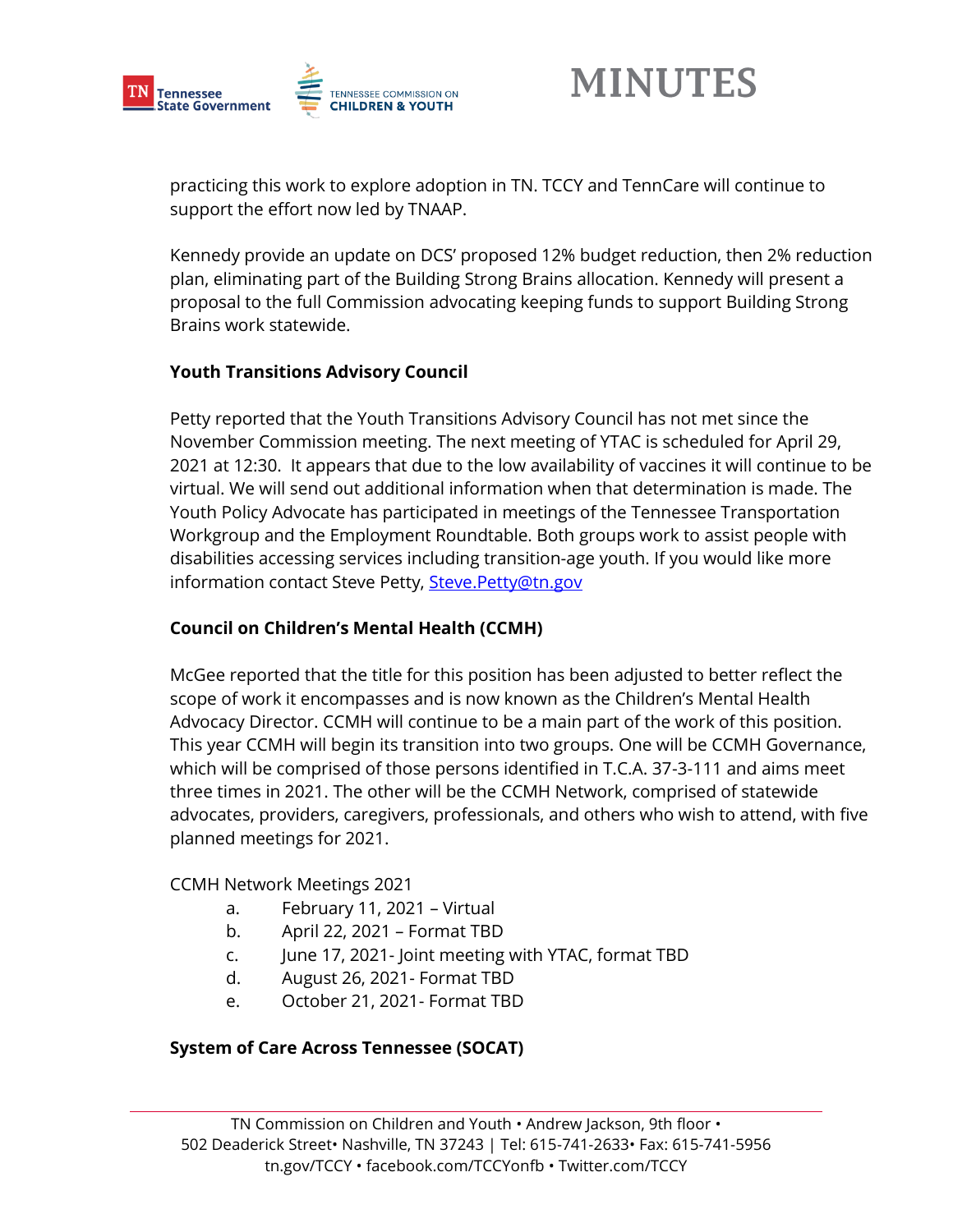practicing this work to explore adoption in TN. TCCY and TennCare will continue to support the effort now led by TNAAP.

Kennedy provide an update on DCS' proposed 12% budget reduction, then 2% reduction plan, eliminating part of the Building Strong Brains allocation. Kennedy will present a proposal to the full Commission advocating keeping funds to support Building Strong Brains work statewide.

**Youth Transitions Advisory Council**

Petty reported that the Youth Transitions Advisory Council has not met since the November Commission meeting. The next meeting of YTAC is scheduled for April 29, 2021 at 12:30. It appears that due to the low availability of vaccines it will continue to be virtual. We will send out additional information when that determination is made. The Youth Policy Advocate has participated in meetings of the Tennessee Transportation Workgroup and the Employment Roundtable. Both groups work to assist people with disabilities accessing services including transition-age youth. If you would like more information contact Steve Petty, [Steve.Petty@tn.gov](mailto:Steve.Petty@tn.gov)

**Council on Children's Mental Health (CCMH)**

McGee reported that the title for this position has been adjusted to better reflect the scope of work it encompasses and is now known as the Children's Mental Health Advocacy Director. CCMH will continue to be a main part of the work of this position. This year CCMH will begin its transition into two groups. One will be CCMH Governance, which will be comprised of those persons identified in T.C.A. 37-3-111 and aims meet three times in 2021. The other will be the CCMH Network, comprised of statewide advocates, providers, caregivers, professionals, and others who wish to attend, with five planned meetings for 2021.

CCMH Network Meetings 2021

a. February 11, 2021 – Virtual
b. April 22, 2021 – Format TBD
c. June 17, 2021- Joint meeting with YTAC, format TBD
d. August 26, 2021- Format TBD
e. October 21, 2021- Format TBD

**System of Care Across Tennessee (SOCAT)**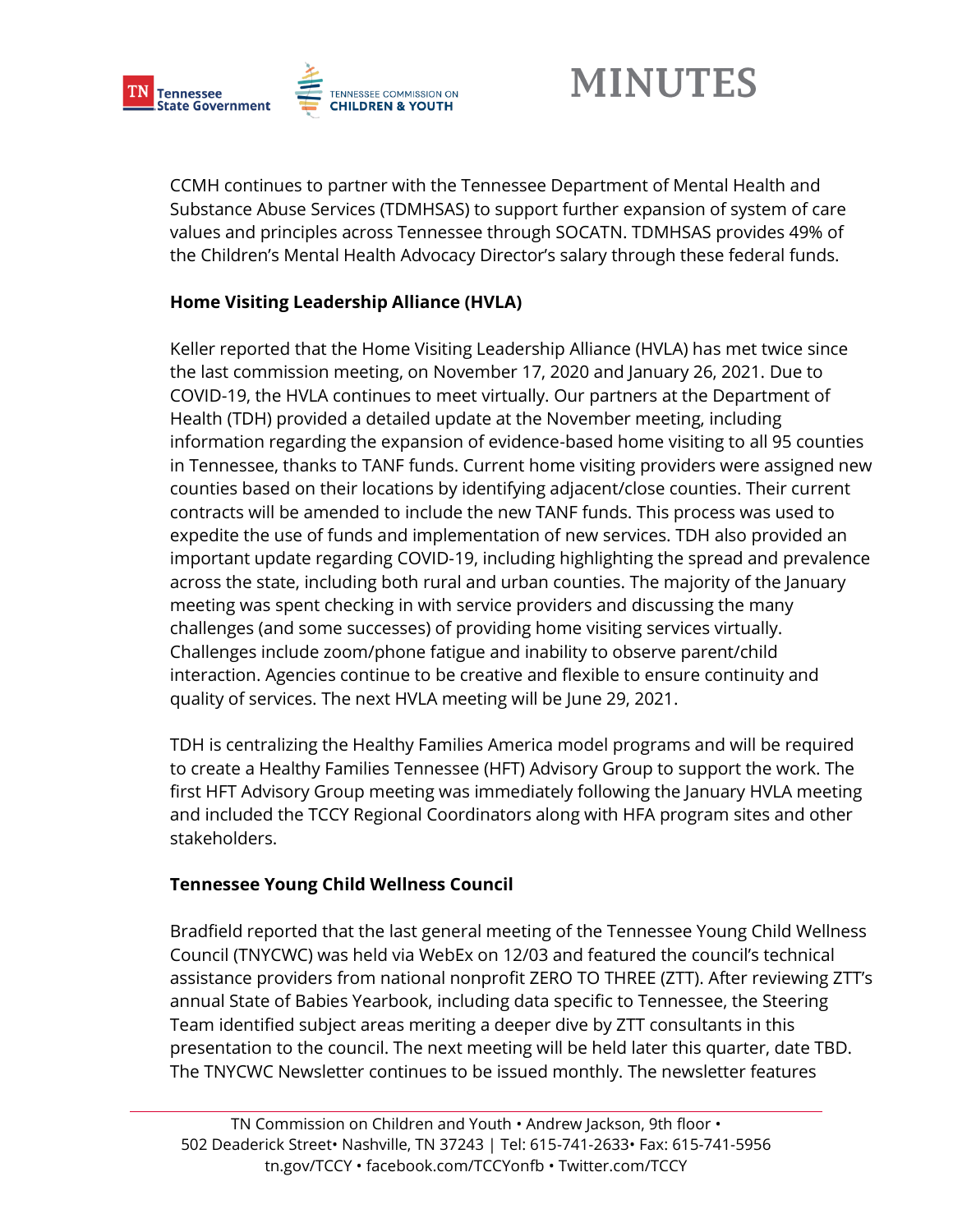CCMH continues to partner with the Tennessee Department of Mental Health and Substance Abuse Services (TDMHSAS) to support further expansion of system of care values and principles across Tennessee through SOCATN. TDMHSAS provides 49% of the Children's Mental Health Advocacy Director's salary through these federal funds.

**Home Visiting Leadership Alliance (HVLA)**

Keller reported that the Home Visiting Leadership Alliance (HVLA) has met twice since the last commission meeting, on November 17, 2020 and January 26, 2021. Due to COVID-19, the HVLA continues to meet virtually. Our partners at the Department of Health (TDH) provided a detailed update at the November meeting, including information regarding the expansion of evidence-based home visiting to all 95 counties in Tennessee, thanks to TANF funds. Current home visiting providers were assigned new counties based on their locations by identifying adjacent/close counties. Their current contracts will be amended to include the new TANF funds. This process was used to expedite the use of funds and implementation of new services. TDH also provided an important update regarding COVID-19, including highlighting the spread and prevalence across the state, including both rural and urban counties. The majority of the January meeting was spent checking in with service providers and discussing the many challenges (and some successes) of providing home visiting services virtually. Challenges include zoom/phone fatigue and inability to observe parent/child interaction. Agencies continue to be creative and flexible to ensure continuity and quality of services. The next HVLA meeting will be June 29, 2021.

TDH is centralizing the Healthy Families America model programs and will be required to create a Healthy Families Tennessee (HFT) Advisory Group to support the work. The first HFT Advisory Group meeting was immediately following the January HVLA meeting and included the TCCY Regional Coordinators along with HFA program sites and other stakeholders.

**Tennessee Young Child Wellness Council**

Bradfield reported that the last general meeting of the Tennessee Young Child Wellness Council (TNYCWC) was held via WebEx on 12/03 and featured the council's technical assistance providers from national nonprofit ZERO TO THREE (ZTT). After reviewing ZTT's annual State of Babies Yearbook, including data specific to Tennessee, the Steering Team identified subject areas meriting a deeper dive by ZTT consultants in this presentation to the council. The next meeting will be held later this quarter, date TBD. The TNYCWC Newsletter continues to be issued monthly. The newsletter features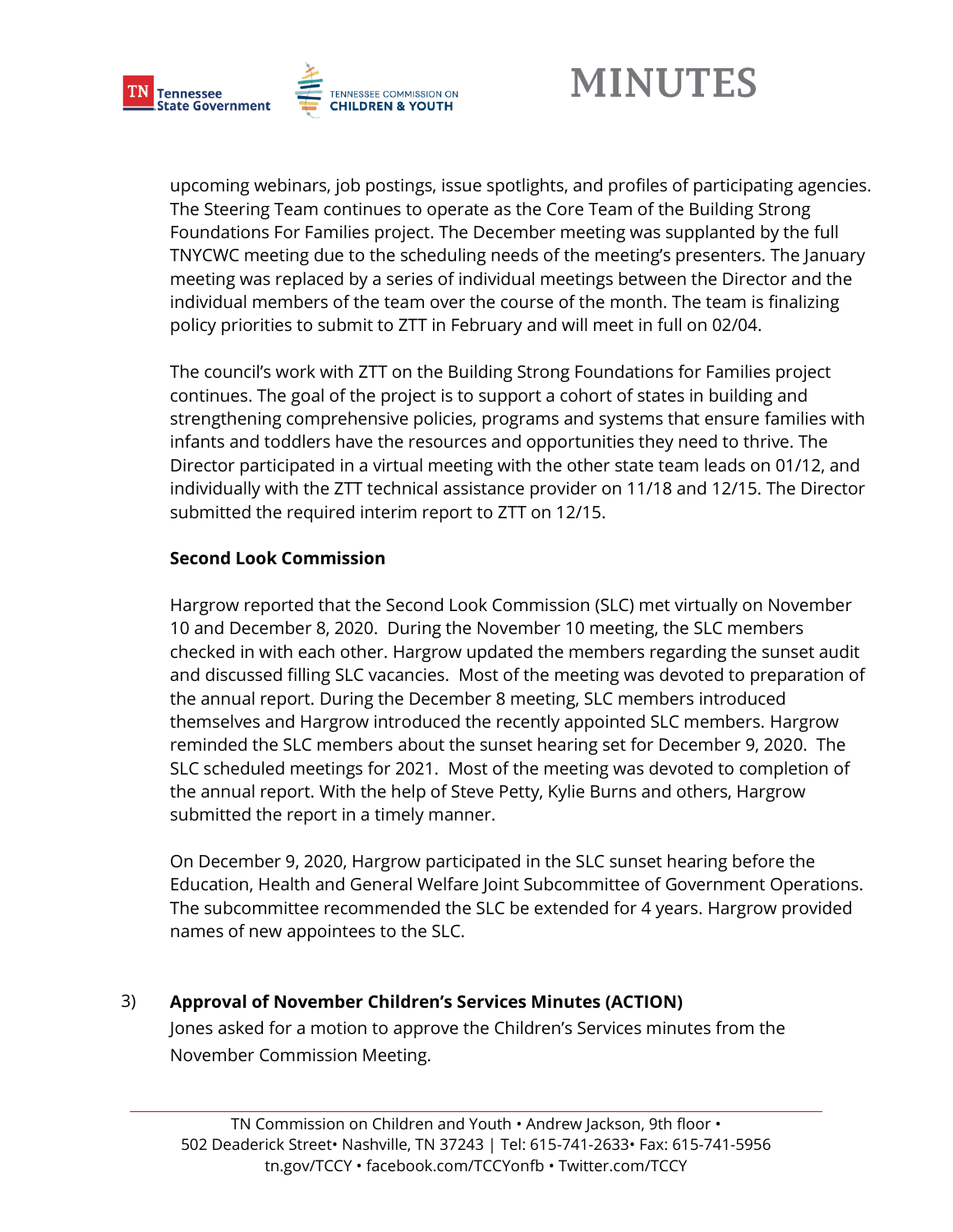upcoming webinars, job postings, issue spotlights, and profiles of participating agencies. The Steering Team continues to operate as the Core Team of the Building Strong Foundations For Families project. The December meeting was supplanted by the full TNYCWC meeting due to the scheduling needs of the meeting's presenters. The January meeting was replaced by a series of individual meetings between the Director and the individual members of the team over the course of the month. The team is finalizing policy priorities to submit to ZTT in February and will meet in full on 02/04.

The council's work with ZTT on the Building Strong Foundations for Families project continues. The goal of the project is to support a cohort of states in building and strengthening comprehensive policies, programs and systems that ensure families with infants and toddlers have the resources and opportunities they need to thrive. The Director participated in a virtual meeting with the other state team leads on 01/12, and individually with the ZTT technical assistance provider on 11/18 and 12/15. The Director submitted the required interim report to ZTT on 12/15.

**Second Look Commission**

Hargrow reported that the Second Look Commission (SLC) met virtually on November 10 and December 8, 2020. During the November 10 meeting, the SLC members checked in with each other. Hargrow updated the members regarding the sunset audit and discussed filling SLC vacancies. Most of the meeting was devoted to preparation of the annual report. During the December 8 meeting, SLC members introduced themselves and Hargrow introduced the recently appointed SLC members. Hargrow reminded the SLC members about the sunset hearing set for December 9, 2020. The SLC scheduled meetings for 2021. Most of the meeting was devoted to completion of the annual report. With the help of Steve Petty, Kylie Burns and others, Hargrow submitted the report in a timely manner.

On December 9, 2020, Hargrow participated in the SLC sunset hearing before the Education, Health and General Welfare Joint Subcommittee of Government Operations. The subcommittee recommended the SLC be extended for 4 years. Hargrow provided names of new appointees to the SLC.

3) **Approval of November Children's Services Minutes (ACTION)**

Jones asked for a motion to approve the Children's Services minutes from the November Commission Meeting.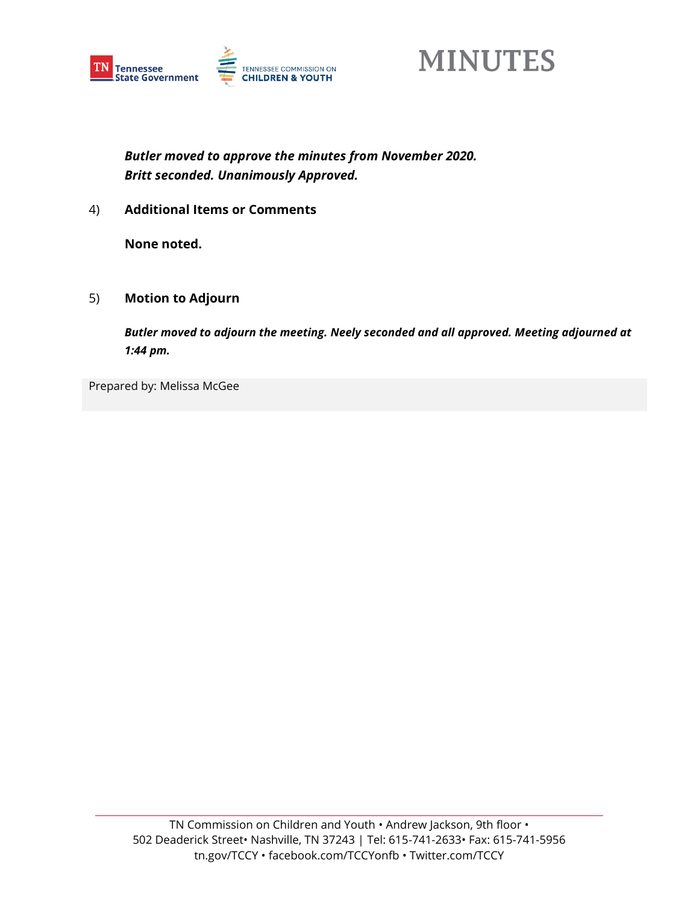***Butler moved to approve the minutes from November 2020.***
***Britt seconded. Unanimously Approved.***

4) **Additional Items or Comments**

**None noted.**

5) **Motion to Adjourn**

***Butler moved to adjourn the meeting. Neely seconded and all approved. Meeting adjourned at 1:44 pm.***

Prepared by: Melissa McGee